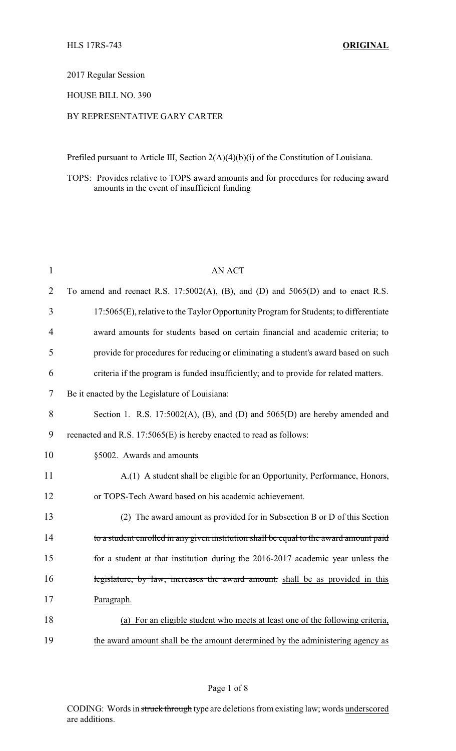HLS 17RS-743 **ORIGINAL**

2017 Regular Session

HOUSE BILL NO. 390

BY REPRESENTATIVE GARY CARTER

Prefiled pursuant to Article III, Section 2(A)(4)(b)(i) of the Constitution of Louisiana.

TOPS: Provides relative to TOPS award amounts and for procedures for reducing award amounts in the event of insufficient funding

AN ACT

To amend and reenact R.S. 17:5002(A), (B), and (D) and 5065(D) and to enact R.S. 17:5065(E), relative to the Taylor Opportunity Program for Students; to differentiate award amounts for students based on certain financial and academic criteria; to provide for procedures for reducing or eliminating a student's award based on such criteria if the program is funded insufficiently; and to provide for related matters.

Be it enacted by the Legislature of Louisiana:

Section 1. R.S. 17:5002(A), (B), and (D) and 5065(D) are hereby amended and reenacted and R.S. 17:5065(E) is hereby enacted to read as follows:

§5002. Awards and amounts

A.(1) A student shall be eligible for an Opportunity, Performance, Honors, or TOPS-Tech Award based on his academic achievement.

(2) The award amount as provided for in Subsection B or D of this Section ~~to a student enrolled in any given institution shall be equal to the award amount paid for a student at that institution during the 2016-2017 academic year unless the legislature, by law, increases the award amount.~~ <u>shall be as provided in this Paragraph.</u>

<u>(a) For an eligible student who meets at least one of the following criteria, the award amount shall be the amount determined by the administering agency as</u>

CODING: Words in ~~struck through~~ type are deletions from existing law; words <u>underscored</u> are additions.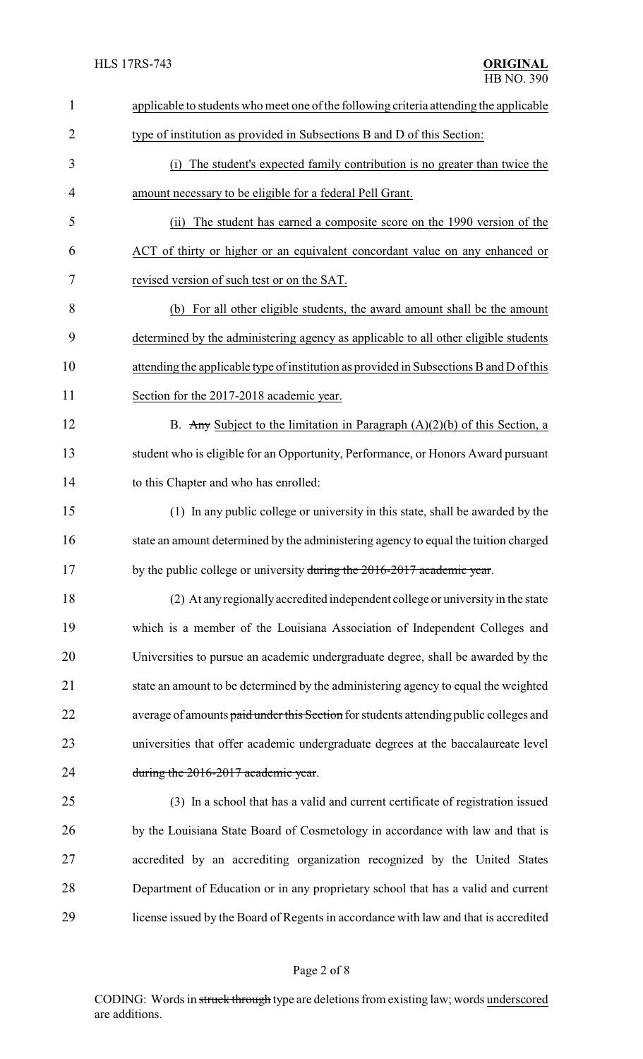applicable to students who meet one of the following criteria attending the applicable type of institution as provided in Subsections B and D of this Section:

(i) The student's expected family contribution is no greater than twice the amount necessary to be eligible for a federal Pell Grant.

(ii) The student has earned a composite score on the 1990 version of the ACT of thirty or higher or an equivalent concordant value on any enhanced or revised version of such test or on the SAT.

(b) For all other eligible students, the award amount shall be the amount determined by the administering agency as applicable to all other eligible students attending the applicable type of institution as provided in Subsections B and D of this Section for the 2017-2018 academic year.

B. ~~Any~~ Subject to the limitation in Paragraph (A)(2)(b) of this Section, a student who is eligible for an Opportunity, Performance, or Honors Award pursuant to this Chapter and who has enrolled:

(1) In any public college or university in this state, shall be awarded by the state an amount determined by the administering agency to equal the tuition charged by the public college or university ~~during the 2016-2017 academic year~~.

(2) At any regionally accredited independent college or university in the state which is a member of the Louisiana Association of Independent Colleges and Universities to pursue an academic undergraduate degree, shall be awarded by the state an amount to be determined by the administering agency to equal the weighted average of amounts ~~paid under this Section~~ for students attending public colleges and universities that offer academic undergraduate degrees at the baccalaureate level ~~during the 2016-2017 academic year~~.

(3) In a school that has a valid and current certificate of registration issued by the Louisiana State Board of Cosmetology in accordance with law and that is accredited by an accrediting organization recognized by the United States Department of Education or in any proprietary school that has a valid and current license issued by the Board of Regents in accordance with law and that is accredited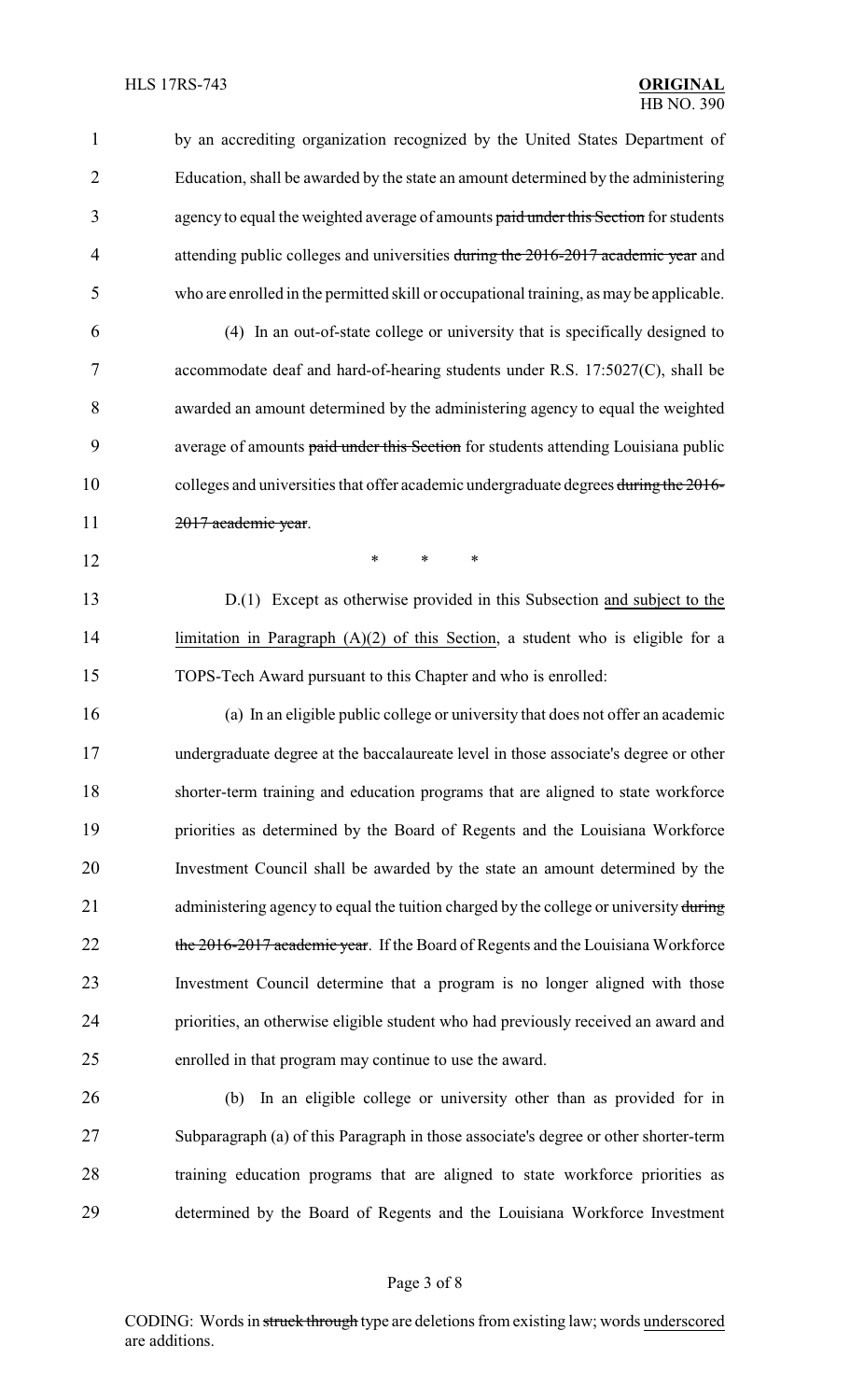by an accrediting organization recognized by the United States Department of Education, shall be awarded by the state an amount determined by the administering agency to equal the weighted average of amounts ~~paid under this Section~~ for students attending public colleges and universities ~~during the 2016-2017 academic year~~ and who are enrolled in the permitted skill or occupational training, as may be applicable.

(4) In an out-of-state college or university that is specifically designed to accommodate deaf and hard-of-hearing students under R.S. 17:5027(C), shall be awarded an amount determined by the administering agency to equal the weighted average of amounts ~~paid under this Section~~ for students attending Louisiana public colleges and universities that offer academic undergraduate degrees ~~during the 2016-2017 academic year~~.

\* \* \*

D.(1) Except as otherwise provided in this Subsection <u>and subject to the limitation in Paragraph (A)(2) of this Section</u>, a student who is eligible for a TOPS-Tech Award pursuant to this Chapter and who is enrolled:

(a) In an eligible public college or university that does not offer an academic undergraduate degree at the baccalaureate level in those associate's degree or other shorter-term training and education programs that are aligned to state workforce priorities as determined by the Board of Regents and the Louisiana Workforce Investment Council shall be awarded by the state an amount determined by the administering agency to equal the tuition charged by the college or university ~~during the 2016-2017 academic year~~. If the Board of Regents and the Louisiana Workforce Investment Council determine that a program is no longer aligned with those priorities, an otherwise eligible student who had previously received an award and enrolled in that program may continue to use the award.

(b) In an eligible college or university other than as provided for in Subparagraph (a) of this Paragraph in those associate's degree or other shorter-term training education programs that are aligned to state workforce priorities as determined by the Board of Regents and the Louisiana Workforce Investment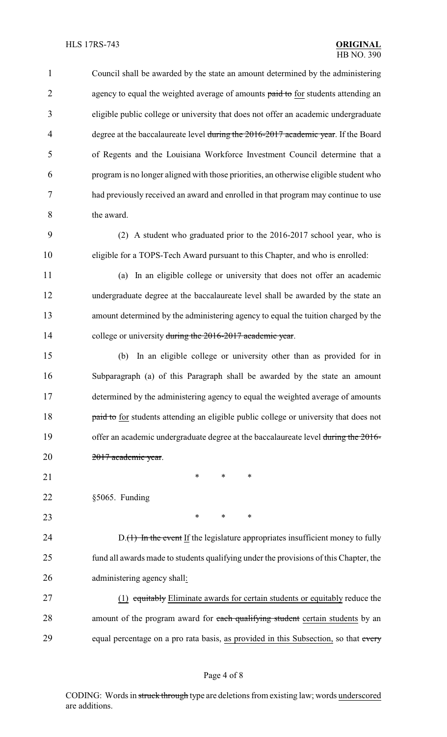Council shall be awarded by the state an amount determined by the administering agency to equal the weighted average of amounts ~~paid to~~ <u>for</u> students attending an eligible public college or university that does not offer an academic undergraduate degree at the baccalaureate level ~~during the 2016-2017 academic year~~. If the Board of Regents and the Louisiana Workforce Investment Council determine that a program is no longer aligned with those priorities, an otherwise eligible student who had previously received an award and enrolled in that program may continue to use the award.

(2) A student who graduated prior to the 2016-2017 school year, who is eligible for a TOPS-Tech Award pursuant to this Chapter, and who is enrolled:

(a) In an eligible college or university that does not offer an academic undergraduate degree at the baccalaureate level shall be awarded by the state an amount determined by the administering agency to equal the tuition charged by the college or university ~~during the 2016-2017 academic year~~.

(b) In an eligible college or university other than as provided for in Subparagraph (a) of this Paragraph shall be awarded by the state an amount determined by the administering agency to equal the weighted average of amounts ~~paid to~~ <u>for</u> students attending an eligible public college or university that does not offer an academic undergraduate degree at the baccalaureate level ~~during the 2016-2017 academic year~~.

\* \* \*

§5065. Funding

\* \* \*

D.~~(1) In the event~~ <u>If</u> the legislature appropriates insufficient money to fully fund all awards made to students qualifying under the provisions of this Chapter, the administering agency shall<u>:</u>

<u>(1)</u> ~~equitably~~ <u>Eliminate awards for certain students or equitably</u> reduce the amount of the program award for ~~each qualifying student~~ <u>certain students</u> by an equal percentage on a pro rata basis, <u>as provided in this Subsection,</u> so that ~~every~~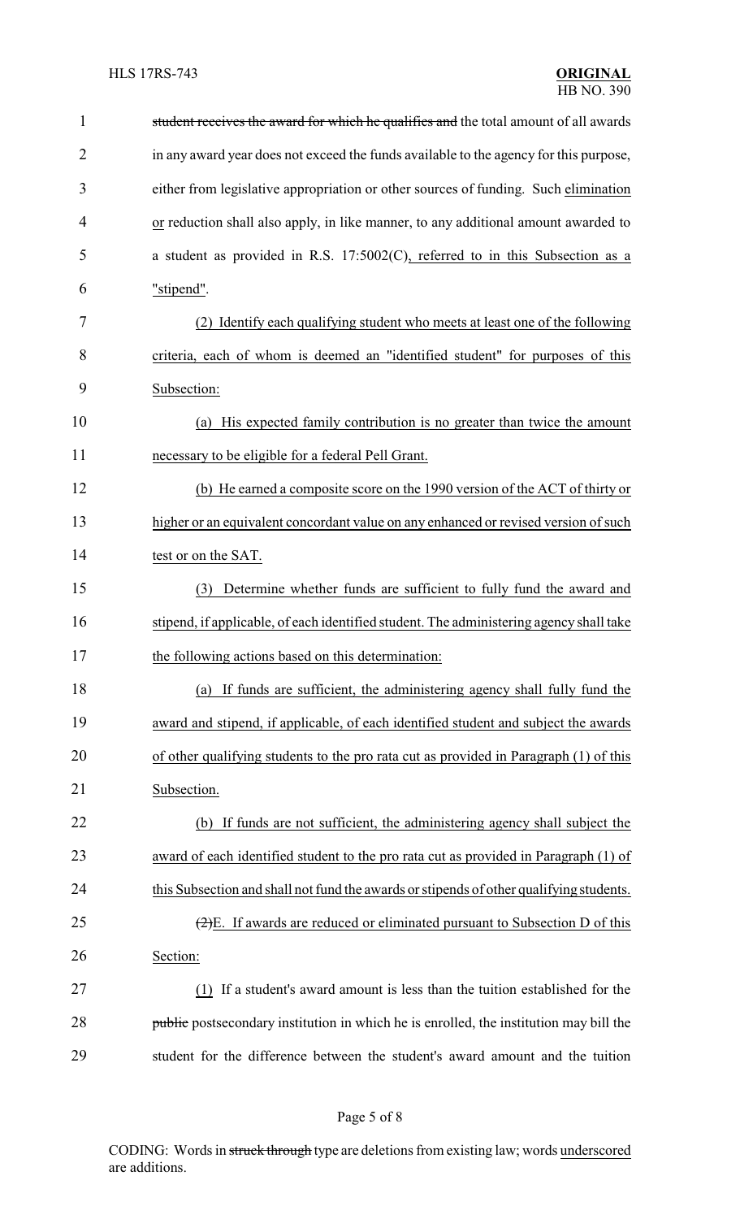student receives the award for which he qualifies and the total amount of all awards in any award year does not exceed the funds available to the agency for this purpose, either from legislative appropriation or other sources of funding. Such elimination or reduction shall also apply, in like manner, to any additional amount awarded to a student as provided in R.S. 17:5002(C), referred to in this Subsection as a "stipend".

(2) Identify each qualifying student who meets at least one of the following criteria, each of whom is deemed an "identified student" for purposes of this Subsection:

(a) His expected family contribution is no greater than twice the amount necessary to be eligible for a federal Pell Grant.

(b) He earned a composite score on the 1990 version of the ACT of thirty or higher or an equivalent concordant value on any enhanced or revised version of such test or on the SAT.

(3) Determine whether funds are sufficient to fully fund the award and stipend, if applicable, of each identified student. The administering agency shall take the following actions based on this determination:

(a) If funds are sufficient, the administering agency shall fully fund the award and stipend, if applicable, of each identified student and subject the awards of other qualifying students to the pro rata cut as provided in Paragraph (1) of this Subsection.

(b) If funds are not sufficient, the administering agency shall subject the award of each identified student to the pro rata cut as provided in Paragraph (1) of this Subsection and shall not fund the awards or stipends of other qualifying students.

(2)E. If awards are reduced or eliminated pursuant to Subsection D of this Section:

(1) If a student's award amount is less than the tuition established for the public postsecondary institution in which he is enrolled, the institution may bill the student for the difference between the student's award amount and the tuition

CODING: Words in struck through type are deletions from existing law; words underscored are additions.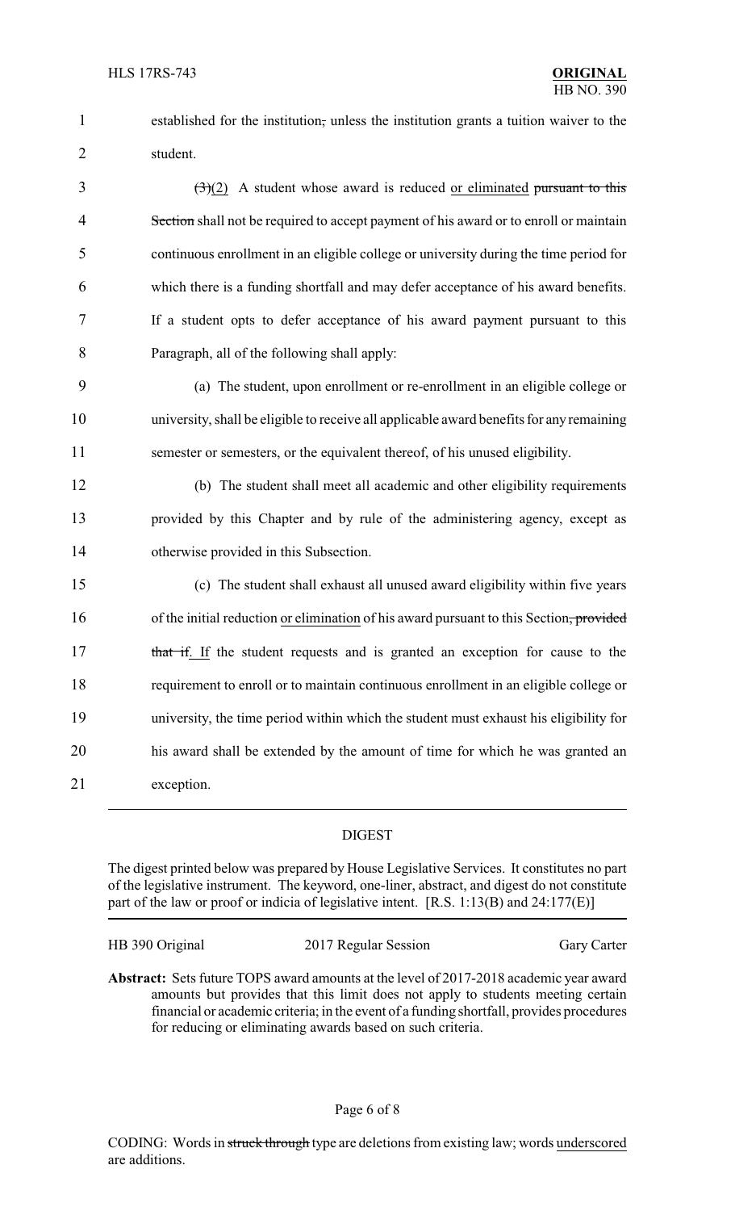established for the institution~~,~~ unless the institution grants a tuition waiver to the student.

~~(3)~~(2) A student whose award is reduced or eliminated ~~pursuant to this Section~~ shall not be required to accept payment of his award or to enroll or maintain continuous enrollment in an eligible college or university during the time period for which there is a funding shortfall and may defer acceptance of his award benefits. If a student opts to defer acceptance of his award payment pursuant to this Paragraph, all of the following shall apply:

(a) The student, upon enrollment or re-enrollment in an eligible college or university, shall be eligible to receive all applicable award benefits for any remaining semester or semesters, or the equivalent thereof, of his unused eligibility.

(b) The student shall meet all academic and other eligibility requirements provided by this Chapter and by rule of the administering agency, except as otherwise provided in this Subsection.

(c) The student shall exhaust all unused award eligibility within five years of the initial reduction or elimination of his award pursuant to this Section~~, provided that if~~. If the student requests and is granted an exception for cause to the requirement to enroll or to maintain continuous enrollment in an eligible college or university, the time period within which the student must exhaust his eligibility for his award shall be extended by the amount of time for which he was granted an exception.

---

DIGEST

The digest printed below was prepared by House Legislative Services. It constitutes no part of the legislative instrument. The keyword, one-liner, abstract, and digest do not constitute part of the law or proof or indicia of legislative intent. [R.S. 1:13(B) and 24:177(E)]

| HB 390 Original | 2017 Regular Session | Gary Carter |
|---|---|---|

**Abstract:** Sets future TOPS award amounts at the level of 2017-2018 academic year award amounts but provides that this limit does not apply to students meeting certain financial or academic criteria; in the event of a funding shortfall, provides procedures for reducing or eliminating awards based on such criteria.

CODING: Words in ~~struck through~~ type are deletions from existing law; words underscored are additions.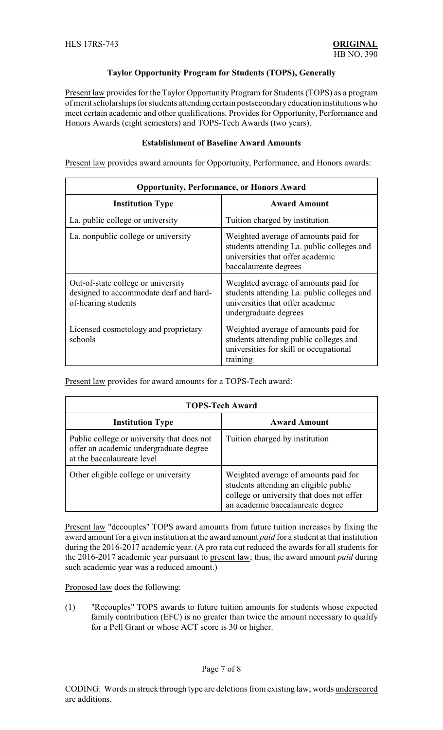**Taylor Opportunity Program for Students (TOPS), Generally**

Present law provides for the Taylor Opportunity Program for Students (TOPS) as a program of merit scholarships for students attending certain postsecondary education institutions who meet certain academic and other qualifications. Provides for Opportunity, Performance and Honors Awards (eight semesters) and TOPS-Tech Awards (two years).

**Establishment of Baseline Award Amounts**

Present law provides award amounts for Opportunity, Performance, and Honors awards:

| Opportunity, Performance, or Honors Award | |
|---|---|
| **Institution Type** | **Award Amount** |
| La. public college or university | Tuition charged by institution |
| La. nonpublic college or university | Weighted average of amounts paid for students attending La. public colleges and universities that offer academic baccalaureate degrees |
| Out-of-state college or university designed to accommodate deaf and hard-of-hearing students | Weighted average of amounts paid for students attending La. public colleges and universities that offer academic undergraduate degrees |
| Licensed cosmetology and proprietary schools | Weighted average of amounts paid for students attending public colleges and universities for skill or occupational training |

Present law provides for award amounts for a TOPS-Tech award:

| TOPS-Tech Award | |
|---|---|
| **Institution Type** | **Award Amount** |
| Public college or university that does not offer an academic undergraduate degree at the baccalaureate level | Tuition charged by institution |
| Other eligible college or university | Weighted average of amounts paid for students attending an eligible public college or university that does not offer an academic baccalaureate degree |

Present law "decouples" TOPS award amounts from future tuition increases by fixing the award amount for a given institution at the award amount *paid* for a student at that institution during the 2016-2017 academic year. (A pro rata cut reduced the awards for all students for the 2016-2017 academic year pursuant to present law; thus, the award amount *paid* during such academic year was a reduced amount.)

Proposed law does the following:

(1) "Recouples" TOPS awards to future tuition amounts for students whose expected family contribution (EFC) is no greater than twice the amount necessary to qualify for a Pell Grant or whose ACT score is 30 or higher.

CODING: Words in ~~struck through~~ type are deletions from existing law; words underscored are additions.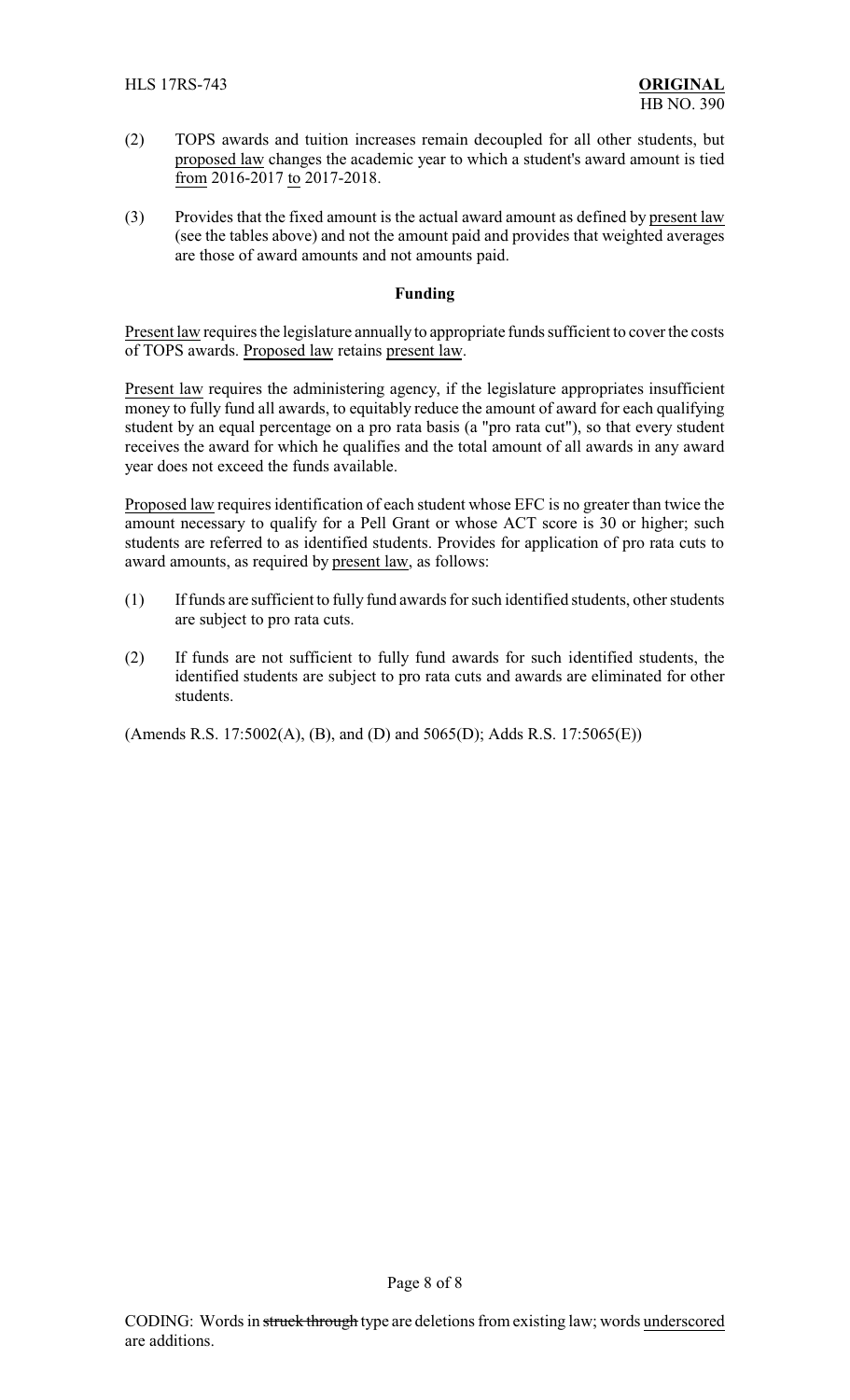(2) TOPS awards and tuition increases remain decoupled for all other students, but proposed law changes the academic year to which a student's award amount is tied from 2016-2017 to 2017-2018.

(3) Provides that the fixed amount is the actual award amount as defined by present law (see the tables above) and not the amount paid and provides that weighted averages are those of award amounts and not amounts paid.

## Funding

Present law requires the legislature annually to appropriate funds sufficient to cover the costs of TOPS awards. Proposed law retains present law.

Present law requires the administering agency, if the legislature appropriates insufficient money to fully fund all awards, to equitably reduce the amount of award for each qualifying student by an equal percentage on a pro rata basis (a "pro rata cut"), so that every student receives the award for which he qualifies and the total amount of all awards in any award year does not exceed the funds available.

Proposed law requires identification of each student whose EFC is no greater than twice the amount necessary to qualify for a Pell Grant or whose ACT score is 30 or higher; such students are referred to as identified students. Provides for application of pro rata cuts to award amounts, as required by present law, as follows:

(1) If funds are sufficient to fully fund awards for such identified students, other students are subject to pro rata cuts.

(2) If funds are not sufficient to fully fund awards for such identified students, the identified students are subject to pro rata cuts and awards are eliminated for other students.

(Amends R.S. 17:5002(A), (B), and (D) and 5065(D); Adds R.S. 17:5065(E))

CODING: Words in ~~struck through~~ type are deletions from existing law; words underscored are additions.